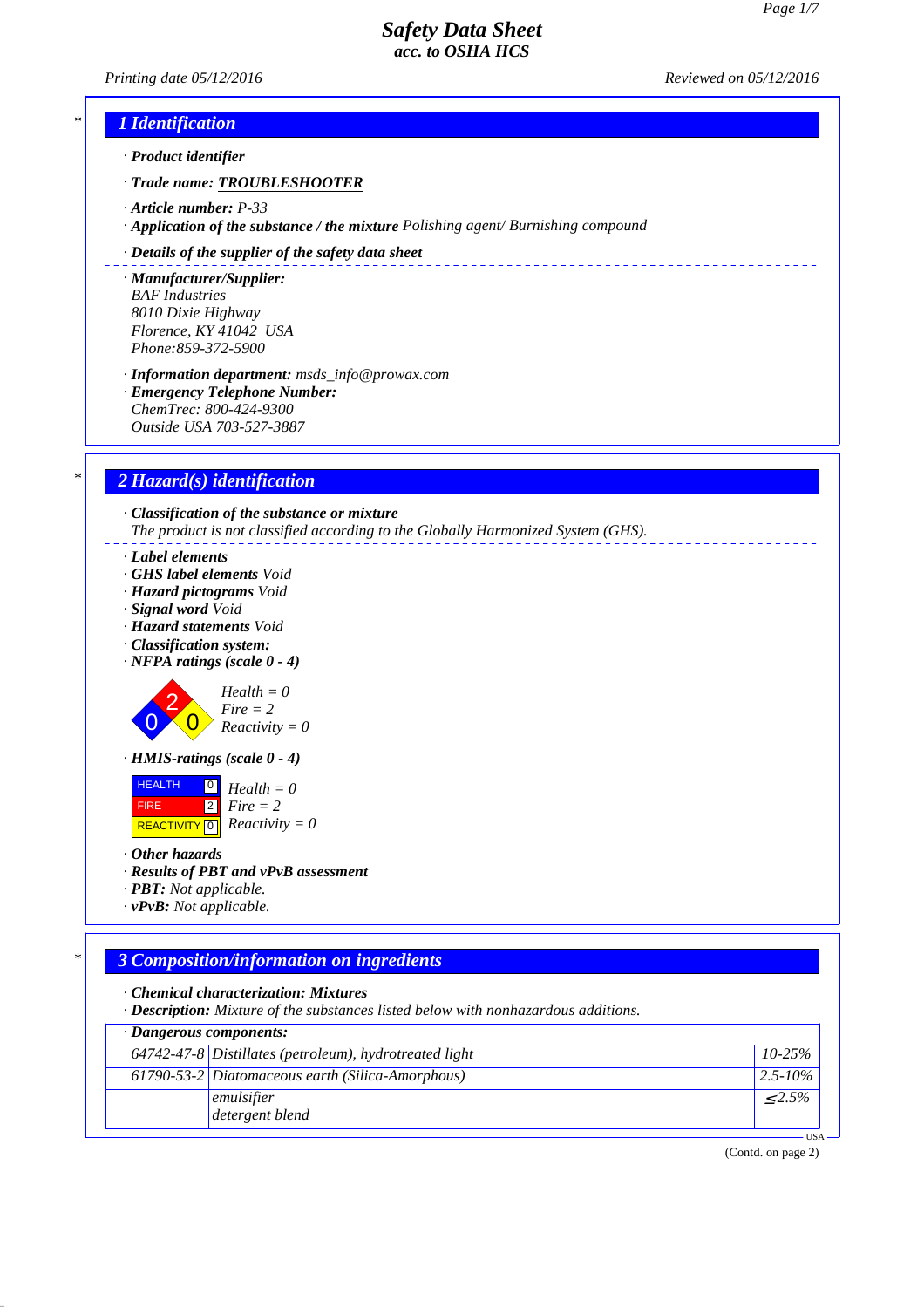# Safety Data Sheet
## acc. to OSHA HCS

*Printing date 05/12/2016* *Reviewed on 05/12/2016*

## 1 Identification

· **Product identifier**

· **Trade name: TROUBLESHOOTER**

· **Article number:** P-33
· **Application of the substance / the mixture** Polishing agent/ Burnishing compound

· **Details of the supplier of the safety data sheet**

· **Manufacturer/Supplier:**
BAF Industries
8010 Dixie Highway
Florence, KY 41042 USA
Phone:859-372-5900

· **Information department:** msds_info@prowax.com
· **Emergency Telephone Number:**
ChemTrec: 800-424-9300
Outside USA 703-527-3887

## 2 Hazard(s) identification

· **Classification of the substance or mixture**
The product is not classified according to the Globally Harmonized System (GHS).

· **Label elements**
· **GHS label elements** Void
· **Hazard pictograms** Void
· **Signal word** Void
· **Hazard statements** Void
· **Classification system:**
· **NFPA ratings (scale 0 - 4)**

Health = 0
Fire = 2
Reactivity = 0

· **HMIS-ratings (scale 0 - 4)**

| | | |
|---|---|---|
| HEALTH | 0 | Health = 0 |
| FIRE | 2 | Fire = 2 |
| REACTIVITY | 0 | Reactivity = 0 |

· **Other hazards**
· **Results of PBT and vPvB assessment**
· **PBT:** Not applicable.
· **vPvB:** Not applicable.

## 3 Composition/information on ingredients

· **Chemical characterization: Mixtures**
· **Description:** Mixture of the substances listed below with nonhazardous additions.

· **Dangerous components:**

| | | |
|---|---|---|
| 64742-47-8 | Distillates (petroleum), hydrotreated light | 10-25% |
| 61790-53-2 | Diatomaceous earth (Silica-Amorphous) | 2.5-10% |
| | emulsifier<br>detergent blend | ≤2.5% |

(Contd. on page 2)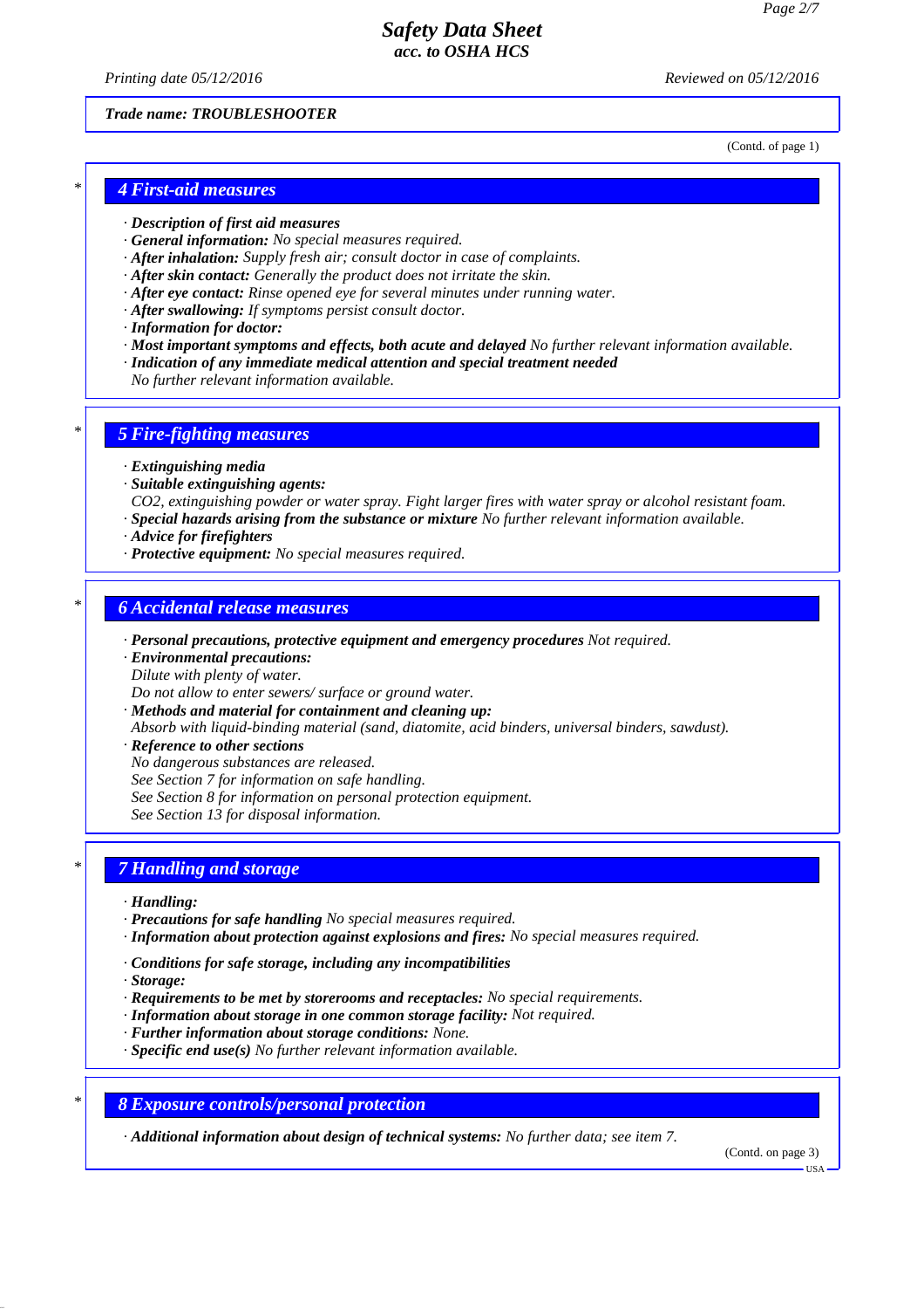Trade name: TROUBLESHOOTER

(Contd. of page 1)

## 4 First-aid measures

· **Description of first aid measures**
· **General information:** No special measures required.
· **After inhalation:** Supply fresh air; consult doctor in case of complaints.
· **After skin contact:** Generally the product does not irritate the skin.
· **After eye contact:** Rinse opened eye for several minutes under running water.
· **After swallowing:** If symptoms persist consult doctor.
· **Information for doctor:**
· **Most important symptoms and effects, both acute and delayed** No further relevant information available.
· **Indication of any immediate medical attention and special treatment needed**
No further relevant information available.

## 5 Fire-fighting measures

· **Extinguishing media**
· **Suitable extinguishing agents:**
$CO_2$, extinguishing powder or water spray. Fight larger fires with water spray or alcohol resistant foam.
· **Special hazards arising from the substance or mixture** No further relevant information available.
· **Advice for firefighters**
· **Protective equipment:** No special measures required.

## 6 Accidental release measures

· **Personal precautions, protective equipment and emergency procedures** Not required.
· **Environmental precautions:**
Dilute with plenty of water.
Do not allow to enter sewers/ surface or ground water.
· **Methods and material for containment and cleaning up:**
Absorb with liquid-binding material (sand, diatomite, acid binders, universal binders, sawdust).
· **Reference to other sections**
No dangerous substances are released.
See Section 7 for information on safe handling.
See Section 8 for information on personal protection equipment.
See Section 13 for disposal information.

## 7 Handling and storage

· **Handling:**
· **Precautions for safe handling** No special measures required.
· **Information about protection against explosions and fires:** No special measures required.

· **Conditions for safe storage, including any incompatibilities**
· **Storage:**
· **Requirements to be met by storerooms and receptacles:** No special requirements.
· **Information about storage in one common storage facility:** Not required.
· **Further information about storage conditions:** None.
· **Specific end use(s)** No further relevant information available.

## 8 Exposure controls/personal protection

· **Additional information about design of technical systems:** No further data; see item 7.

(Contd. on page 3)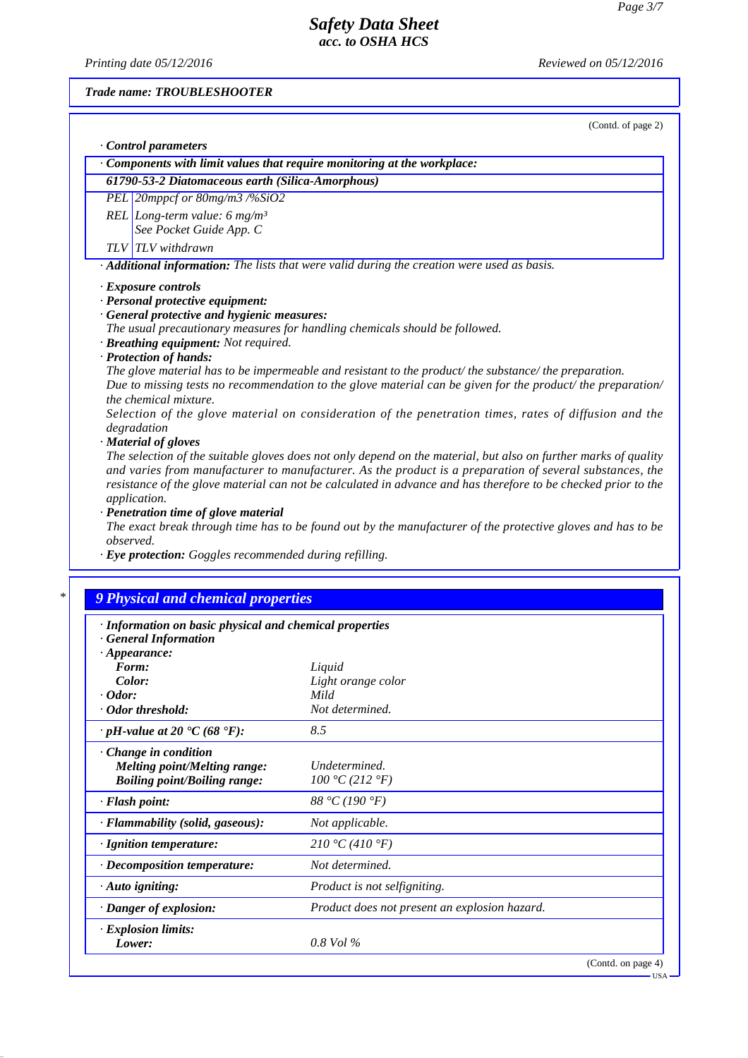Trade name: TROUBLESHOOTER

(Contd. of page 2)

· **Control parameters**

· **Components with limit values that require monitoring at the workplace:**

| **61790-53-2 Diatomaceous earth (Silica-Amorphous)** | |
|---|---|
| PEL | 20mppcf or 80mg/m3 /%SiO2 |
| REL | Long-term value: 6 mg/m³<br>See Pocket Guide App. C |
| TLV | TLV withdrawn |

· **Additional information:** The lists that were valid during the creation were used as basis.

· **Exposure controls**
· **Personal protective equipment:**
· **General protective and hygienic measures:**
The usual precautionary measures for handling chemicals should be followed.
· **Breathing equipment:** Not required.
· **Protection of hands:**
The glove material has to be impermeable and resistant to the product/ the substance/ the preparation.
Due to missing tests no recommendation to the glove material can be given for the product/ the preparation/ the chemical mixture.
Selection of the glove material on consideration of the penetration times, rates of diffusion and the degradation
· **Material of gloves**
The selection of the suitable gloves does not only depend on the material, but also on further marks of quality and varies from manufacturer to manufacturer. As the product is a preparation of several substances, the resistance of the glove material can not be calculated in advance and has therefore to be checked prior to the application.
· **Penetration time of glove material**
The exact break through time has to be found out by the manufacturer of the protective gloves and has to be observed.
· **Eye protection:** Goggles recommended during refilling.

## 9 Physical and chemical properties

| · **Information on basic physical and chemical properties** | |
|---|---|
| · **General Information** | |
| · **Appearance:** | |
| **Form:** | Liquid |
| **Color:** | Light orange color |
| · **Odor:** | Mild |
| · **Odor threshold:** | Not determined. |
| · **pH-value at 20 °C (68 °F):** | 8.5 |
| · **Change in condition** | |
| **Melting point/Melting range:** | Undetermined. |
| **Boiling point/Boiling range:** | 100 °C (212 °F) |
| · **Flash point:** | 88 °C (190 °F) |
| · **Flammability (solid, gaseous):** | Not applicable. |
| · **Ignition temperature:** | 210 °C (410 °F) |
| · **Decomposition temperature:** | Not determined. |
| · **Auto igniting:** | Product is not selfigniting. |
| · **Danger of explosion:** | Product does not present an explosion hazard. |
| · **Explosion limits:** | |
| **Lower:** | 0.8 Vol % |

(Contd. on page 4)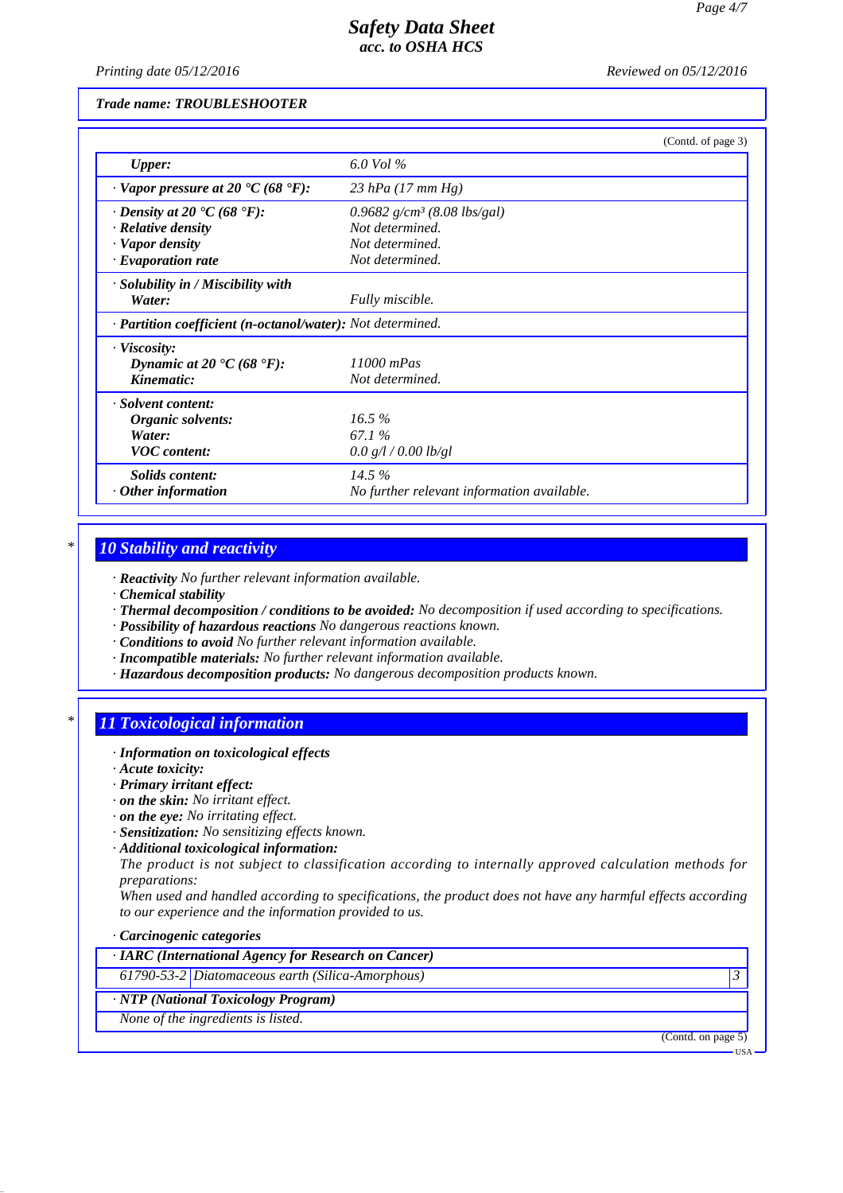Trade name: TROUBLESHOOTER

(Contd. of page 3)

| | |
|---|---|
| *Upper:* | 6.0 Vol % |
| · *Vapor pressure at 20 °C (68 °F):* | 23 hPa (17 mm Hg) |
| · *Density at 20 °C (68 °F):* | 0.9682 g/cm³ (8.08 lbs/gal) |
| · *Relative density* | Not determined. |
| · *Vapor density* | Not determined. |
| · *Evaporation rate* | Not determined. |
| · *Solubility in / Miscibility with* | |
| *Water:* | Fully miscible. |
| · *Partition coefficient (n-octanol/water):* | Not determined. |
| · *Viscosity:* | |
| *Dynamic at 20 °C (68 °F):* | 11000 mPas |
| *Kinematic:* | Not determined. |
| · *Solvent content:* | |
| *Organic solvents:* | 16.5 % |
| *Water:* | 67.1 % |
| *VOC content:* | 0.0 g/l / 0.00 lb/gl |
| *Solids content:* | 14.5 % |
| · *Other information* | No further relevant information available. |

## 10 Stability and reactivity

- · ***Reactivity*** No further relevant information available.
- · ***Chemical stability***
- · ***Thermal decomposition / conditions to be avoided:*** No decomposition if used according to specifications.
- · ***Possibility of hazardous reactions*** No dangerous reactions known.
- · ***Conditions to avoid*** No further relevant information available.
- · ***Incompatible materials:*** No further relevant information available.
- · ***Hazardous decomposition products:*** No dangerous decomposition products known.

## 11 Toxicological information

- · ***Information on toxicological effects***
- · ***Acute toxicity:***
- · ***Primary irritant effect:***
- · ***on the skin:*** No irritant effect.
- · ***on the eye:*** No irritating effect.
- · ***Sensitization:*** No sensitizing effects known.
- · ***Additional toxicological information:***

  The product is not subject to classification according to internally approved calculation methods for preparations:

  When used and handled according to specifications, the product does not have any harmful effects according to our experience and the information provided to us.

- · ***Carcinogenic categories***

| · **IARC (International Agency for Research on Cancer)** | | |
|---|---|---|
| 61790-53-2 | Diatomaceous earth (Silica-Amorphous) | 3 |

| · **NTP (National Toxicology Program)** |
|---|
| None of the ingredients is listed. |

(Contd. on page 5)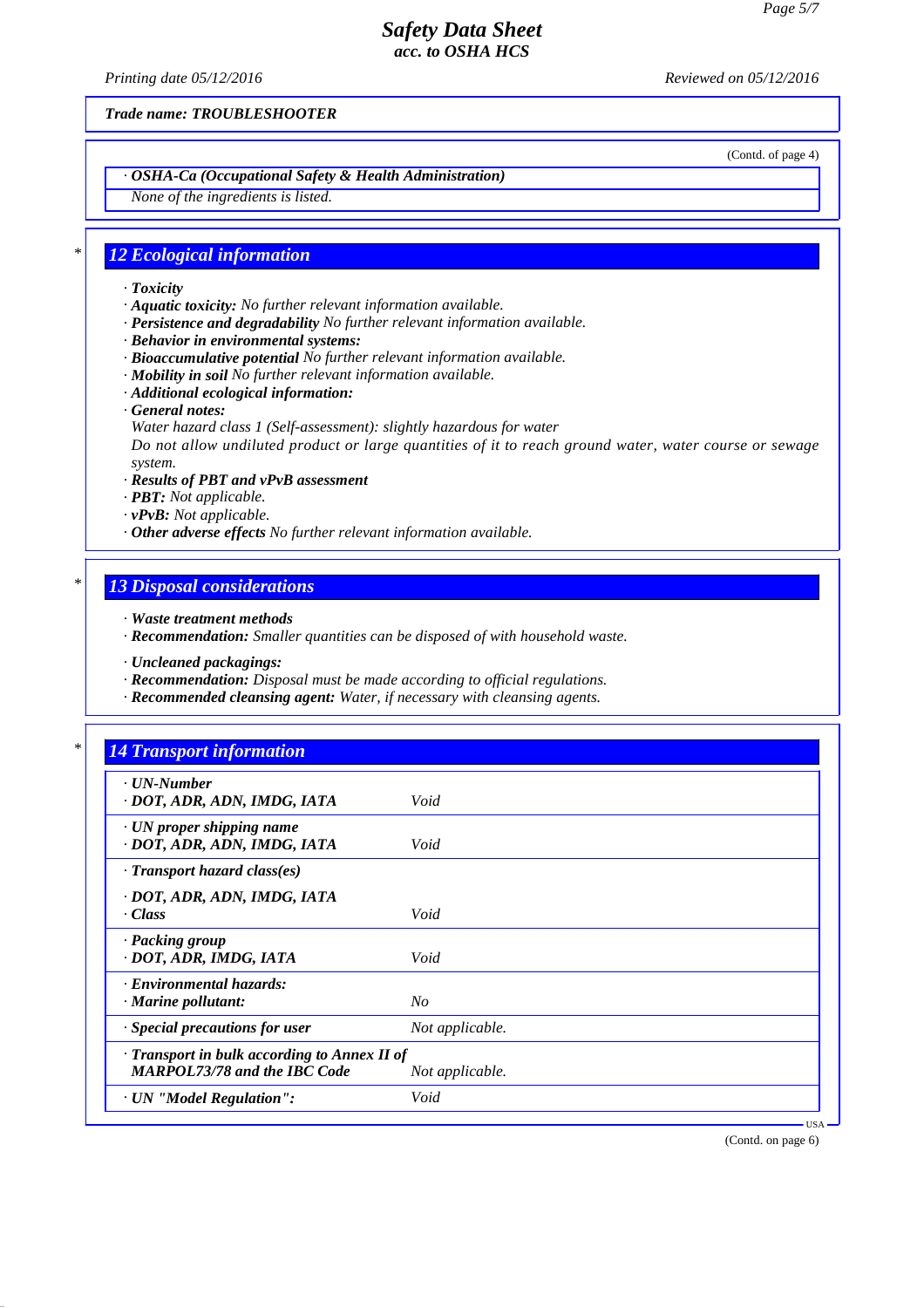Trade name: TROUBLESHOOTER

(Contd. of page 4)

· **OSHA-Ca (Occupational Safety & Health Administration)**

None of the ingredients is listed.

## 12 Ecological information

· **Toxicity**
· **Aquatic toxicity:** No further relevant information available.
· **Persistence and degradability** No further relevant information available.
· **Behavior in environmental systems:**
· **Bioaccumulative potential** No further relevant information available.
· **Mobility in soil** No further relevant information available.
· **Additional ecological information:**
· **General notes:**
Water hazard class 1 (Self-assessment): slightly hazardous for water
Do not allow undiluted product or large quantities of it to reach ground water, water course or sewage system.
· **Results of PBT and vPvB assessment**
· **PBT:** Not applicable.
· **vPvB:** Not applicable.
· **Other adverse effects** No further relevant information available.

## 13 Disposal considerations

· **Waste treatment methods**
· **Recommendation:** Smaller quantities can be disposed of with household waste.

· **Uncleaned packagings:**
· **Recommendation:** Disposal must be made according to official regulations.
· **Recommended cleansing agent:** Water, if necessary with cleansing agents.

## 14 Transport information

| | |
|---|---|
| · **UN-Number**<br>· **DOT, ADR, ADN, IMDG, IATA** | Void |
| · **UN proper shipping name**<br>· **DOT, ADR, ADN, IMDG, IATA** | Void |
| · **Transport hazard class(es)**<br><br>· **DOT, ADR, ADN, IMDG, IATA**<br>· **Class** | Void |
| · **Packing group**<br>· **DOT, ADR, IMDG, IATA** | Void |
| · **Environmental hazards:**<br>· **Marine pollutant:** | No |
| · **Special precautions for user** | Not applicable. |
| · **Transport in bulk according to Annex II of MARPOL73/78 and the IBC Code** | Not applicable. |
| · **UN "Model Regulation":** | Void |

(Contd. on page 6)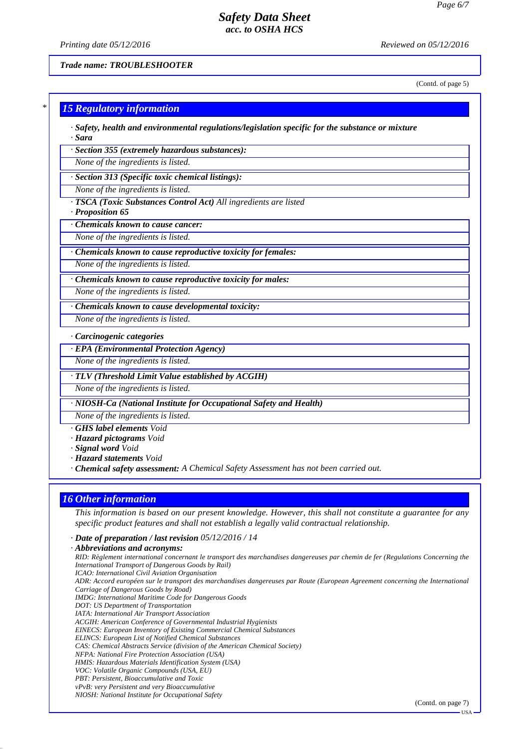Trade name: TROUBLESHOOTER

(Contd. of page 5)

## 15 Regulatory information

· **Safety, health and environmental regulations/legislation specific for the substance or mixture**
· **Sara**

· **Section 355 (extremely hazardous substances):**
None of the ingredients is listed.

· **Section 313 (Specific toxic chemical listings):**
None of the ingredients is listed.

· **TSCA (Toxic Substances Control Act)** All ingredients are listed
· **Proposition 65**

· **Chemicals known to cause cancer:**
None of the ingredients is listed.

· **Chemicals known to cause reproductive toxicity for females:**
None of the ingredients is listed.

· **Chemicals known to cause reproductive toxicity for males:**
None of the ingredients is listed.

· **Chemicals known to cause developmental toxicity:**
None of the ingredients is listed.

· **Carcinogenic categories**

· **EPA (Environmental Protection Agency)**
None of the ingredients is listed.

· **TLV (Threshold Limit Value established by ACGIH)**
None of the ingredients is listed.

· **NIOSH-Ca (National Institute for Occupational Safety and Health)**
None of the ingredients is listed.

· **GHS label elements** Void
· **Hazard pictograms** Void
· **Signal word** Void
· **Hazard statements** Void
· **Chemical safety assessment:** A Chemical Safety Assessment has not been carried out.

## 16 Other information

This information is based on our present knowledge. However, this shall not constitute a guarantee for any specific product features and shall not establish a legally valid contractual relationship.

· **Date of preparation / last revision** 05/12/2016 / 14
· **Abbreviations and acronyms:**
RID: Règlement international concernant le transport des marchandises dangereuses par chemin de fer (Regulations Concerning the International Transport of Dangerous Goods by Rail)
ICAO: International Civil Aviation Organisation
ADR: Accord européen sur le transport des marchandises dangereuses par Route (European Agreement concerning the International Carriage of Dangerous Goods by Road)
IMDG: International Maritime Code for Dangerous Goods
DOT: US Department of Transportation
IATA: International Air Transport Association
ACGIH: American Conference of Governmental Industrial Hygienists
EINECS: European Inventory of Existing Commercial Chemical Substances
ELINCS: European List of Notified Chemical Substances
CAS: Chemical Abstracts Service (division of the American Chemical Society)
NFPA: National Fire Protection Association (USA)
HMIS: Hazardous Materials Identification System (USA)
VOC: Volatile Organic Compounds (USA, EU)
PBT: Persistent, Bioaccumulative and Toxic
vPvB: very Persistent and very Bioaccumulative
NIOSH: National Institute for Occupational Safety

(Contd. on page 7)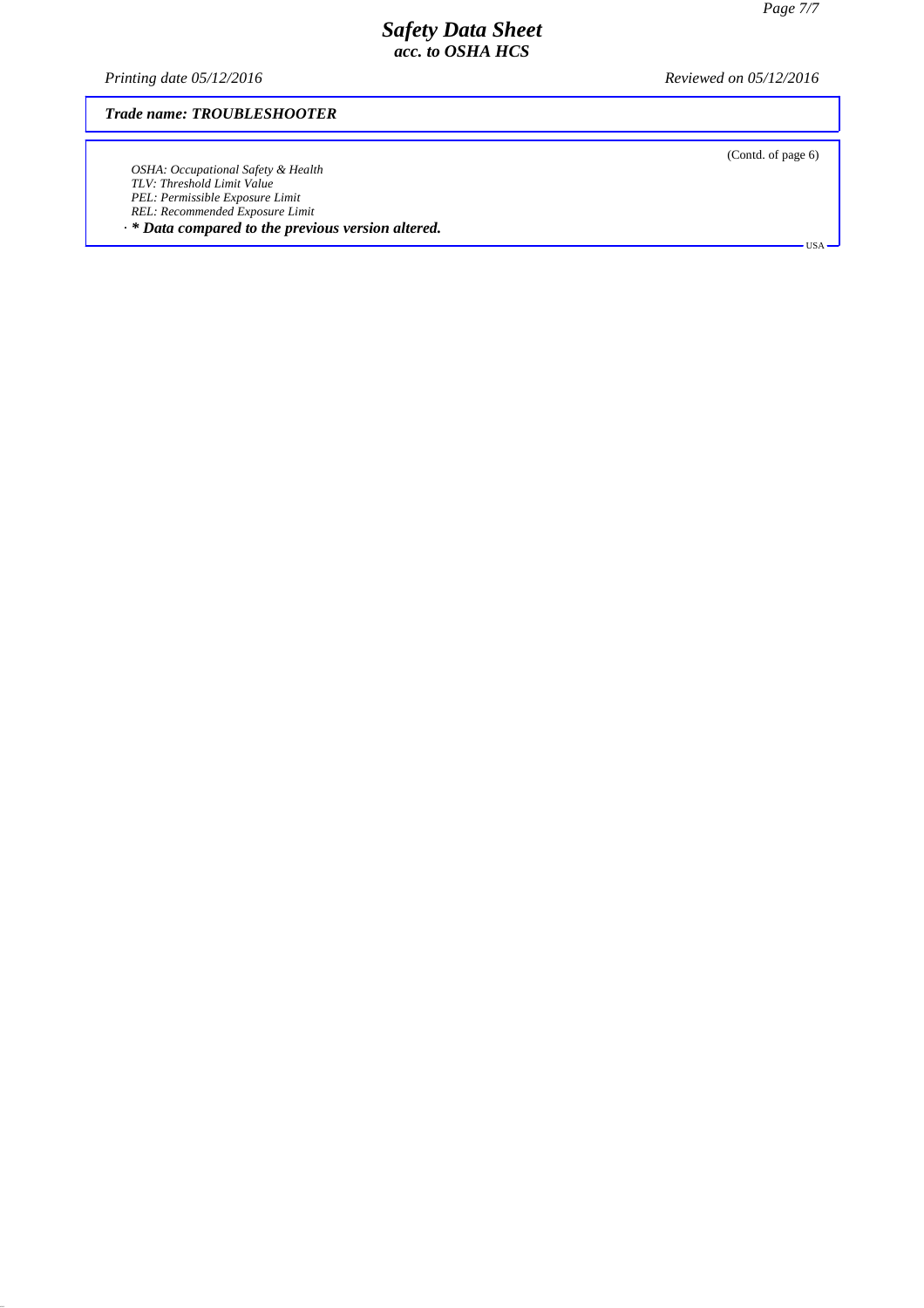*Trade name: TROUBLESHOOTER*

(Contd. of page 6)

*OSHA: Occupational Safety & Health*
*TLV: Threshold Limit Value*
*PEL: Permissible Exposure Limit*
*REL: Recommended Exposure Limit*

· ***\* Data compared to the previous version altered.***

USA